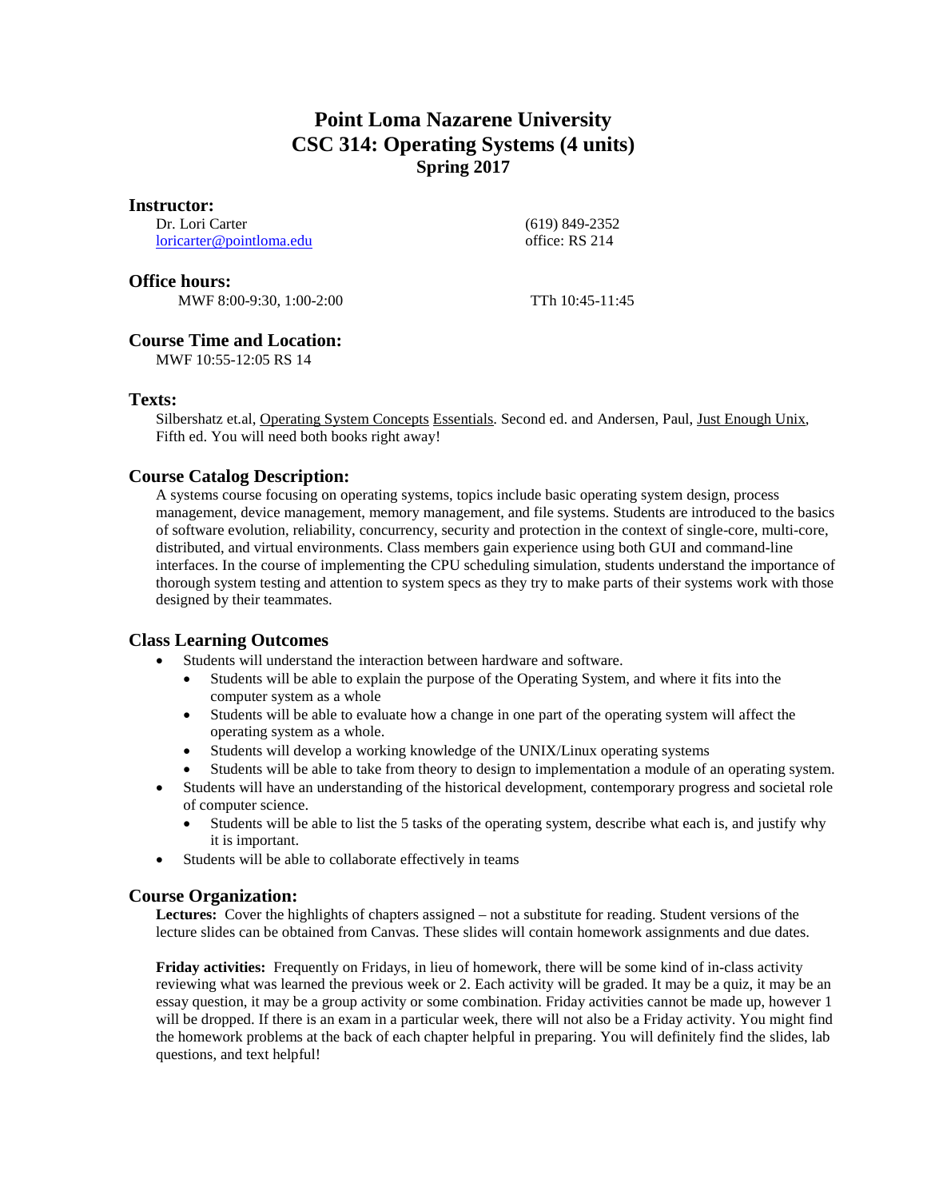# Point Loma Nazarene University
# CSC 314: Operating Systems (4 units)
### Spring 2017

## Instructor:

Dr. Lori Carter
loricarter@pointloma.edu

(619) 849-2352
office: RS 214

## Office hours:

MWF 8:00-9:30, 1:00-2:00

TTh 10:45-11:45

## Course Time and Location:

MWF 10:55-12:05 RS 14

## Texts:

Silbershatz et.al, Operating System Concepts Essentials. Second ed. and Andersen, Paul, Just Enough Unix, Fifth ed. You will need both books right away!

## Course Catalog Description:

A systems course focusing on operating systems, topics include basic operating system design, process management, device management, memory management, and file systems. Students are introduced to the basics of software evolution, reliability, concurrency, security and protection in the context of single-core, multi-core, distributed, and virtual environments. Class members gain experience using both GUI and command-line interfaces. In the course of implementing the CPU scheduling simulation, students understand the importance of thorough system testing and attention to system specs as they try to make parts of their systems work with those designed by their teammates.

## Class Learning Outcomes

- Students will understand the interaction between hardware and software.
  - Students will be able to explain the purpose of the Operating System, and where it fits into the computer system as a whole
  - Students will be able to evaluate how a change in one part of the operating system will affect the operating system as a whole.
  - Students will develop a working knowledge of the UNIX/Linux operating systems
  - Students will be able to take from theory to design to implementation a module of an operating system.
- Students will have an understanding of the historical development, contemporary progress and societal role of computer science.
  - Students will be able to list the 5 tasks of the operating system, describe what each is, and justify why it is important.
- Students will be able to collaborate effectively in teams

## Course Organization:

**Lectures:** Cover the highlights of chapters assigned – not a substitute for reading. Student versions of the lecture slides can be obtained from Canvas. These slides will contain homework assignments and due dates.

**Friday activities:** Frequently on Fridays, in lieu of homework, there will be some kind of in-class activity reviewing what was learned the previous week or 2. Each activity will be graded. It may be a quiz, it may be an essay question, it may be a group activity or some combination. Friday activities cannot be made up, however 1 will be dropped. If there is an exam in a particular week, there will not also be a Friday activity. You might find the homework problems at the back of each chapter helpful in preparing. You will definitely find the slides, lab questions, and text helpful!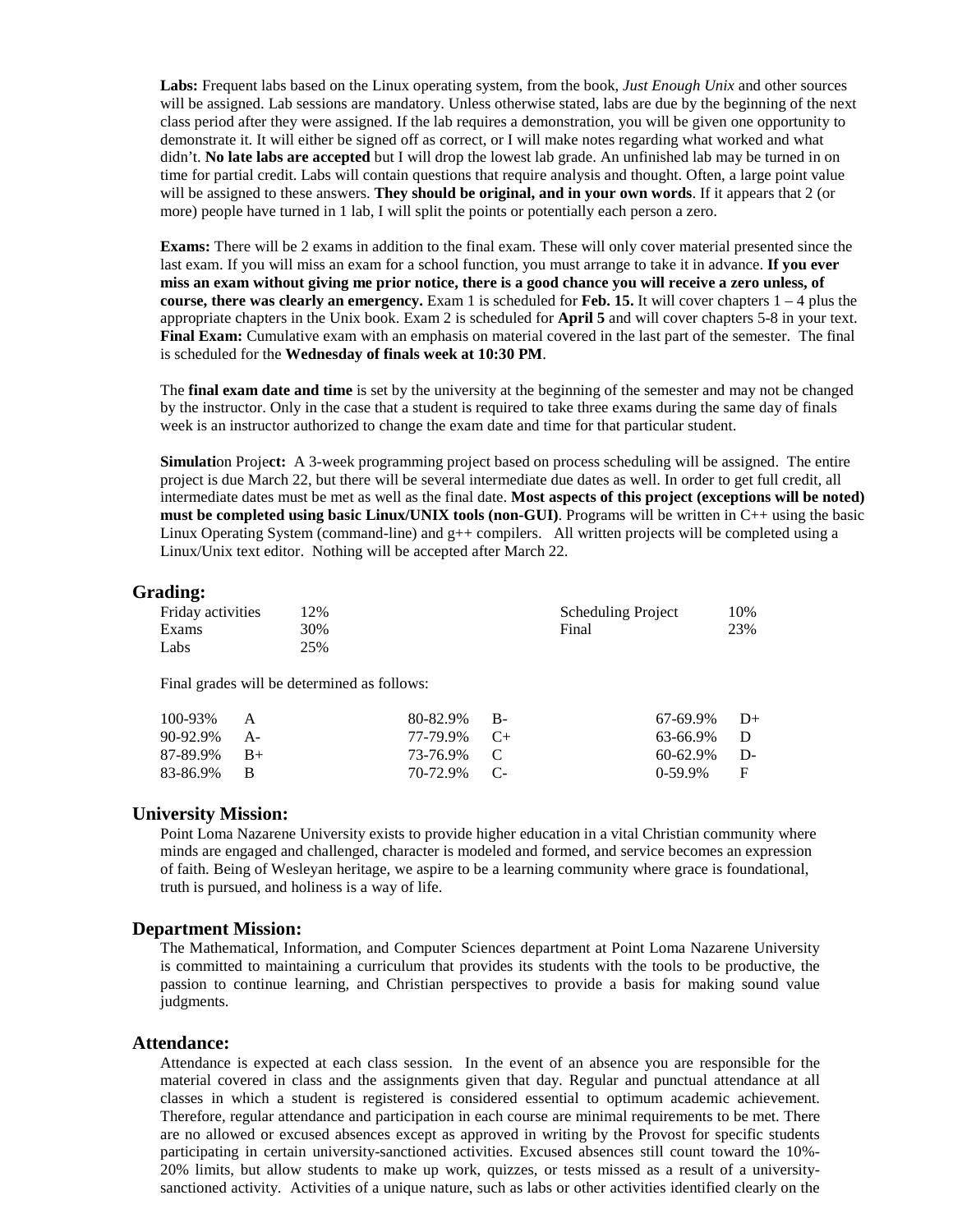**Labs:** Frequent labs based on the Linux operating system, from the book, *Just Enough Unix* and other sources will be assigned. Lab sessions are mandatory. Unless otherwise stated, labs are due by the beginning of the next class period after they were assigned. If the lab requires a demonstration, you will be given one opportunity to demonstrate it. It will either be signed off as correct, or I will make notes regarding what worked and what didn't. **No late labs are accepted** but I will drop the lowest lab grade. An unfinished lab may be turned in on time for partial credit. Labs will contain questions that require analysis and thought. Often, a large point value will be assigned to these answers. **They should be original, and in your own words**. If it appears that 2 (or more) people have turned in 1 lab, I will split the points or potentially each person a zero.

**Exams:** There will be 2 exams in addition to the final exam. These will only cover material presented since the last exam. If you will miss an exam for a school function, you must arrange to take it in advance. **If you ever miss an exam without giving me prior notice, there is a good chance you will receive a zero unless, of course, there was clearly an emergency.** Exam 1 is scheduled for **Feb. 15.** It will cover chapters 1 – 4 plus the appropriate chapters in the Unix book. Exam 2 is scheduled for **April 5** and will cover chapters 5-8 in your text. **Final Exam:** Cumulative exam with an emphasis on material covered in the last part of the semester. The final is scheduled for the **Wednesday of finals week at 10:30 PM**.

The **final exam date and time** is set by the university at the beginning of the semester and may not be changed by the instructor. Only in the case that a student is required to take three exams during the same day of finals week is an instructor authorized to change the exam date and time for that particular student.

**Simulati**on Proje**ct:** A 3-week programming project based on process scheduling will be assigned. The entire project is due March 22, but there will be several intermediate due dates as well. In order to get full credit, all intermediate dates must be met as well as the final date. **Most aspects of this project (exceptions will be noted) must be completed using basic Linux/UNIX tools (non-GUI)**. Programs will be written in C++ using the basic Linux Operating System (command-line) and g++ compilers. All written projects will be completed using a Linux/Unix text editor. Nothing will be accepted after March 22.

## Grading:

| | | | |
|---|---|---|---|
| Friday activities | 12% | Scheduling Project | 10% |
| Exams | 30% | Final | 23% |
| Labs | 25% | | |

Final grades will be determined as follows:

| | | | | | |
|---|---|---|---|---|---|
| 100-93% | A | 80-82.9% | B- | 67-69.9% | D+ |
| 90-92.9% | A- | 77-79.9% | C+ | 63-66.9% | D |
| 87-89.9% | B+ | 73-76.9% | C | 60-62.9% | D- |
| 83-86.9% | B | 70-72.9% | C- | 0-59.9% | F |

## University Mission:

Point Loma Nazarene University exists to provide higher education in a vital Christian community where minds are engaged and challenged, character is modeled and formed, and service becomes an expression of faith. Being of Wesleyan heritage, we aspire to be a learning community where grace is foundational, truth is pursued, and holiness is a way of life.

## Department Mission:

The Mathematical, Information, and Computer Sciences department at Point Loma Nazarene University is committed to maintaining a curriculum that provides its students with the tools to be productive, the passion to continue learning, and Christian perspectives to provide a basis for making sound value judgments.

## Attendance:

Attendance is expected at each class session. In the event of an absence you are responsible for the material covered in class and the assignments given that day. Regular and punctual attendance at all classes in which a student is registered is considered essential to optimum academic achievement. Therefore, regular attendance and participation in each course are minimal requirements to be met. There are no allowed or excused absences except as approved in writing by the Provost for specific students participating in certain university-sanctioned activities. Excused absences still count toward the 10%-20% limits, but allow students to make up work, quizzes, or tests missed as a result of a university-sanctioned activity. Activities of a unique nature, such as labs or other activities identified clearly on the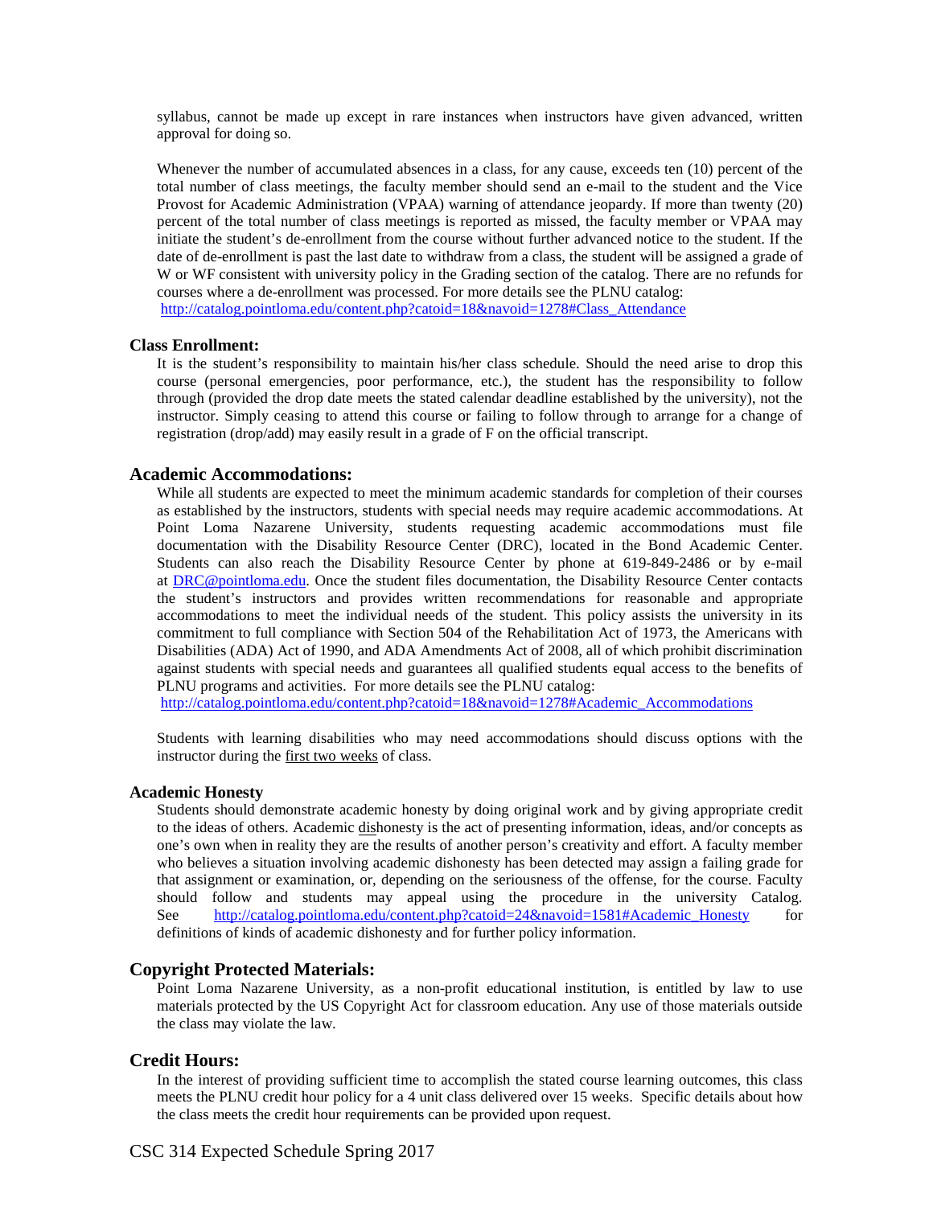syllabus, cannot be made up except in rare instances when instructors have given advanced, written approval for doing so.

Whenever the number of accumulated absences in a class, for any cause, exceeds ten (10) percent of the total number of class meetings, the faculty member should send an e-mail to the student and the Vice Provost for Academic Administration (VPAA) warning of attendance jeopardy. If more than twenty (20) percent of the total number of class meetings is reported as missed, the faculty member or VPAA may initiate the student's de-enrollment from the course without further advanced notice to the student. If the date of de-enrollment is past the last date to withdraw from a class, the student will be assigned a grade of W or WF consistent with university policy in the Grading section of the catalog. There are no refunds for courses where a de-enrollment was processed. For more details see the PLNU catalog: http://catalog.pointloma.edu/content.php?catoid=18&navoid=1278#Class_Attendance

### Class Enrollment:

It is the student's responsibility to maintain his/her class schedule. Should the need arise to drop this course (personal emergencies, poor performance, etc.), the student has the responsibility to follow through (provided the drop date meets the stated calendar deadline established by the university), not the instructor. Simply ceasing to attend this course or failing to follow through to arrange for a change of registration (drop/add) may easily result in a grade of F on the official transcript.

## Academic Accommodations:

While all students are expected to meet the minimum academic standards for completion of their courses as established by the instructors, students with special needs may require academic accommodations. At Point Loma Nazarene University, students requesting academic accommodations must file documentation with the Disability Resource Center (DRC), located in the Bond Academic Center. Students can also reach the Disability Resource Center by phone at 619-849-2486 or by e-mail at DRC@pointloma.edu. Once the student files documentation, the Disability Resource Center contacts the student's instructors and provides written recommendations for reasonable and appropriate accommodations to meet the individual needs of the student. This policy assists the university in its commitment to full compliance with Section 504 of the Rehabilitation Act of 1973, the Americans with Disabilities (ADA) Act of 1990, and ADA Amendments Act of 2008, all of which prohibit discrimination against students with special needs and guarantees all qualified students equal access to the benefits of PLNU programs and activities. For more details see the PLNU catalog: http://catalog.pointloma.edu/content.php?catoid=18&navoid=1278#Academic_Accommodations

Students with learning disabilities who may need accommodations should discuss options with the instructor during the first two weeks of class.

### Academic Honesty

Students should demonstrate academic honesty by doing original work and by giving appropriate credit to the ideas of others. Academic dishonesty is the act of presenting information, ideas, and/or concepts as one's own when in reality they are the results of another person's creativity and effort. A faculty member who believes a situation involving academic dishonesty has been detected may assign a failing grade for that assignment or examination, or, depending on the seriousness of the offense, for the course. Faculty should follow and students may appeal using the procedure in the university Catalog. See http://catalog.pointloma.edu/content.php?catoid=24&navoid=1581#Academic_Honesty for definitions of kinds of academic dishonesty and for further policy information.

## Copyright Protected Materials:

Point Loma Nazarene University, as a non-profit educational institution, is entitled by law to use materials protected by the US Copyright Act for classroom education. Any use of those materials outside the class may violate the law.

## Credit Hours:

In the interest of providing sufficient time to accomplish the stated course learning outcomes, this class meets the PLNU credit hour policy for a 4 unit class delivered over 15 weeks. Specific details about how the class meets the credit hour requirements can be provided upon request.

CSC 314 Expected Schedule Spring 2017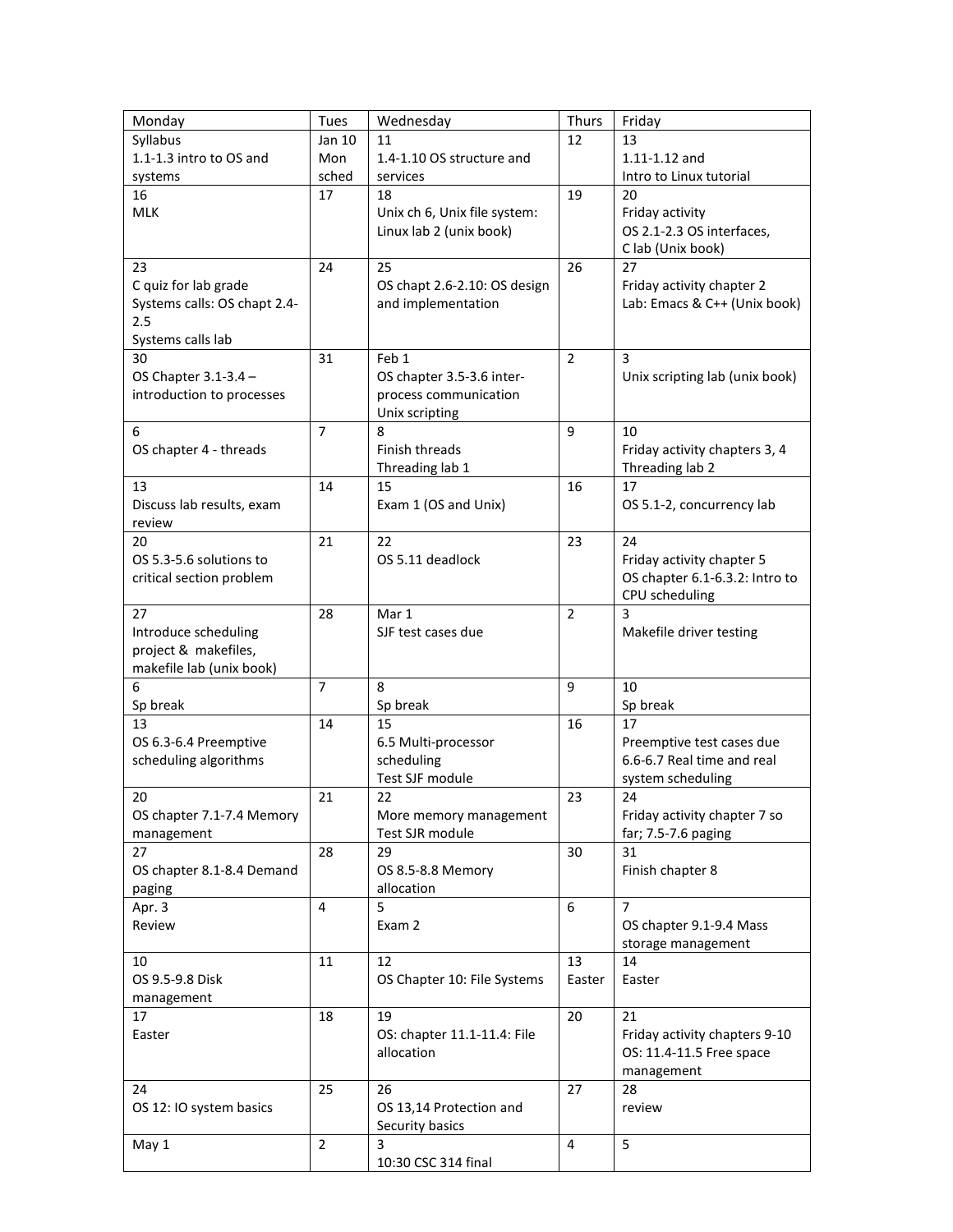| Monday | Tues | Wednesday | Thurs | Friday |
|---|---|---|---|---|
| Syllabus<br>1.1-1.3 intro to OS and systems | Jan 10<br>Mon sched | 11<br>1.4-1.10 OS structure and services | 12 | 13<br>1.11-1.12 and<br>Intro to Linux tutorial |
| 16<br>MLK | 17 | 18<br>Unix ch 6, Unix file system: Linux lab 2 (unix book) | 19 | 20<br>Friday activity<br>OS 2.1-2.3 OS interfaces,<br>C lab (Unix book) |
| 23<br>C quiz for lab grade<br>Systems calls: OS chapt 2.4-2.5<br>Systems calls lab | 24 | 25<br>OS chapt 2.6-2.10: OS design and implementation | 26 | 27<br>Friday activity chapter 2<br>Lab: Emacs & C++ (Unix book) |
| 30<br>OS Chapter 3.1-3.4 – introduction to processes | 31 | Feb 1<br>OS chapter 3.5-3.6 inter-process communication<br>Unix scripting | 2 | 3<br>Unix scripting lab (unix book) |
| 6<br>OS chapter 4 - threads | 7 | 8<br>Finish threads<br>Threading lab 1 | 9 | 10<br>Friday activity chapters 3, 4<br>Threading lab 2 |
| 13<br>Discuss lab results, exam review | 14 | 15<br>Exam 1 (OS and Unix) | 16 | 17<br>OS 5.1-2, concurrency lab |
| 20<br>OS 5.3-5.6 solutions to critical section problem | 21 | 22<br>OS 5.11 deadlock | 23 | 24<br>Friday activity chapter 5<br>OS chapter 6.1-6.3.2: Intro to CPU scheduling |
| 27<br>Introduce scheduling project & makefiles, makefile lab (unix book) | 28 | Mar 1<br>SJF test cases due | 2 | 3<br>Makefile driver testing |
| 6<br>Sp break | 7 | 8<br>Sp break | 9 | 10<br>Sp break |
| 13<br>OS 6.3-6.4 Preemptive scheduling algorithms | 14 | 15<br>6.5 Multi-processor scheduling<br>Test SJF module | 16 | 17<br>Preemptive test cases due<br>6.6-6.7 Real time and real system scheduling |
| 20<br>OS chapter 7.1-7.4 Memory management | 21 | 22<br>More memory management<br>Test SJR module | 23 | 24<br>Friday activity chapter 7 so far; 7.5-7.6 paging |
| 27<br>OS chapter 8.1-8.4 Demand paging | 28 | 29<br>OS 8.5-8.8 Memory allocation | 30 | 31<br>Finish chapter 8 |
| Apr. 3<br>Review | 4 | 5<br>Exam 2 | 6 | 7<br>OS chapter 9.1-9.4 Mass storage management |
| 10<br>OS 9.5-9.8 Disk management | 11 | 12<br>OS Chapter 10: File Systems | 13<br>Easter | 14<br>Easter |
| 17<br>Easter | 18 | 19<br>OS: chapter 11.1-11.4: File allocation | 20 | 21<br>Friday activity chapters 9-10<br>OS: 11.4-11.5 Free space management |
| 24<br>OS 12: IO system basics | 25 | 26<br>OS 13,14 Protection and Security basics | 27 | 28<br>review |
| May 1 | 2 | 3<br>10:30 CSC 314 final | 4 | 5 |